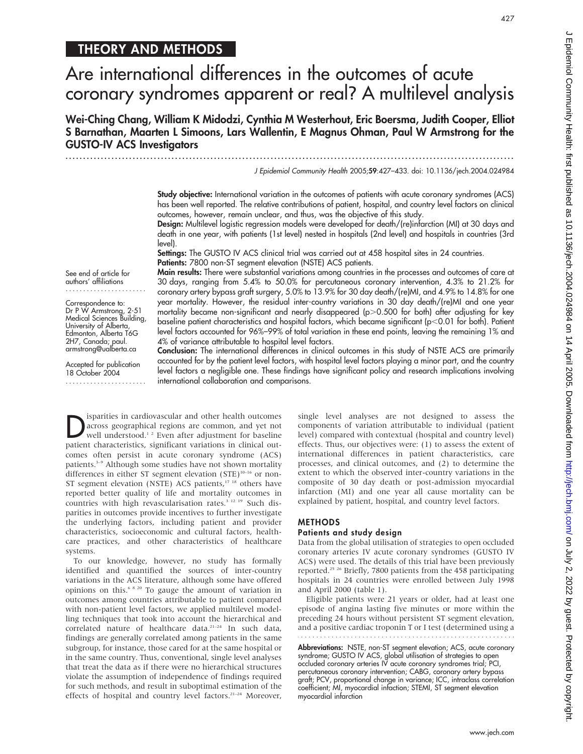## THEORY AND METHODS

# Are international differences in the outcomes of acute coronary syndromes apparent or real? A multilevel analysis

**Wei-Ching Chang, William K Midodzi, Cynthia M Westerhout, Eric Boersma, Judith Cooper, Elliot S Barnathan, Maarten L Simoons, Lars Wallentin, E Magnus Ohman, Paul W Armstrong for the GUSTO-IV ACS Investigators**

See end of article for authors' affiliations

Correspondence to: Dr P W Armstrong, 2-51 Medical Sciences Building, University of Alberta, Edmonton, Alberta T6G 2H7, Canada; paul.armstrong@ualberta.ca

Accepted for publication 18 October 2004

**Study objective:** International variation in the outcomes of patients with acute coronary syndromes (ACS) has been well reported. The relative contributions of patient, hospital, and country level factors on clinical outcomes, however, remain unclear, and thus, was the objective of this study.

**Design:** Multilevel logistic regression models were developed for death/(re)infarction (MI) at 30 days and death in one year, with patients (1st level) nested in hospitals (2nd level) and hospitals in countries (3rd level).

**Settings:** The GUSTO IV ACS clinical trial was carried out at 458 hospital sites in 24 countries.

**Patients:** 7800 non-ST segment elevation (NSTE) ACS patients.

**Main results:** There were substantial variations among countries in the processes and outcomes of care at 30 days, ranging from 5.4% to 50.0% for percutaneous coronary intervention, 4.3% to 21.2% for coronary artery bypass graft surgery, 5.0% to 13.9% for 30 day death/(re)MI, and 4.9% to 14.8% for one year mortality. However, the residual inter-country variations in 30 day death/(re)MI and one year mortality became non-significant and nearly disappeared ($p>0.500$ for both) after adjusting for key baseline patient characteristics and hospital factors, which became significant ($p<0.01$ for both). Patient level factors accounted for 96%–99% of total variation in these end points, leaving the remaining 1% and 4% of variance attributable to hospital level factors.

**Conclusion:** The international differences in clinical outcomes in this study of NSTE ACS are primarily accounted for by the patient level factors, with hospital level factors playing a minor part, and the country level factors a negligible one. These findings have significant policy and research implications involving international collaboration and comparisons.

Disparities in cardiovascular and other health outcomes across geographical regions are common, and yet not well understood.[1 2] Even after adjustment for baseline patient characteristics, significant variations in clinical outcomes often persist in acute coronary syndrome (ACS) patients.[3–9] Although some studies have not shown mortality differences in either ST segment elevation (STE)[10–16] or non-ST segment elevation (NSTE) ACS patients,[17 18] others have reported better quality of life and mortality outcomes in countries with high revascularisation rates.[3 12 19] Such disparities in outcomes provide incentives to further investigate the underlying factors, including patient and provider characteristics, socioeconomic and cultural factors, healthcare practices, and other characteristics of healthcare systems.

To our knowledge, however, no study has formally identified and quantified the sources of inter-country variations in the ACS literature, although some have offered opinions on this.[6 8 20] To gauge the amount of variation in outcomes among countries attributable to patient compared with non-patient level factors, we applied multilevel modelling techniques that took into account the hierarchical and correlated nature of healthcare data.[21–24] In such data, findings are generally correlated among patients in the same subgroup, for instance, those cared for at the same hospital or in the same country. Thus, conventional, single level analyses that treat the data as if there were no hierarchical structures violate the assumption of independence of findings required for such methods, and result in suboptimal estimation of the effects of hospital and country level factors.[21–24] Moreover, single level analyses are not designed to assess the components of variation attributable to individual (patient level) compared with contextual (hospital and country level) effects. Thus, our objectives were: (1) to assess the extent of international differences in patient characteristics, care processes, and clinical outcomes, and (2) to determine the extent to which the observed inter-country variations in the composite of 30 day death or post-admission myocardial infarction (MI) and one year all cause mortality can be explained by patient, hospital, and country level factors.

## METHODS

### Patients and study design

Data from the global utilisation of strategies to open occluded coronary arteries IV acute coronary syndromes (GUSTO IV ACS) were used. The details of this trial have been previously reported.[25 26] Briefly, 7800 patients from the 458 participating hospitals in 24 countries were enrolled between July 1998 and April 2000 (table 1).

Eligible patients were 21 years or older, had at least one episode of angina lasting five minutes or more within the preceding 24 hours without persistent ST segment elevation, and a positive cardiac troponin T or I test (determined using a

**Abbreviations:** NSTE, non-ST segment elevation; ACS, acute coronary syndrome; GUSTO IV ACS, global utilisation of strategies to open occluded coronary arteries IV acute coronary syndromes trial; PCI, percutaneous coronary intervention; CABG, coronary artery bypass graft; PCV, proportional change in variance; ICC, intraclass correlation coefficient; MI, myocardial infaction; STEMI, ST segment elevation myocardial infarction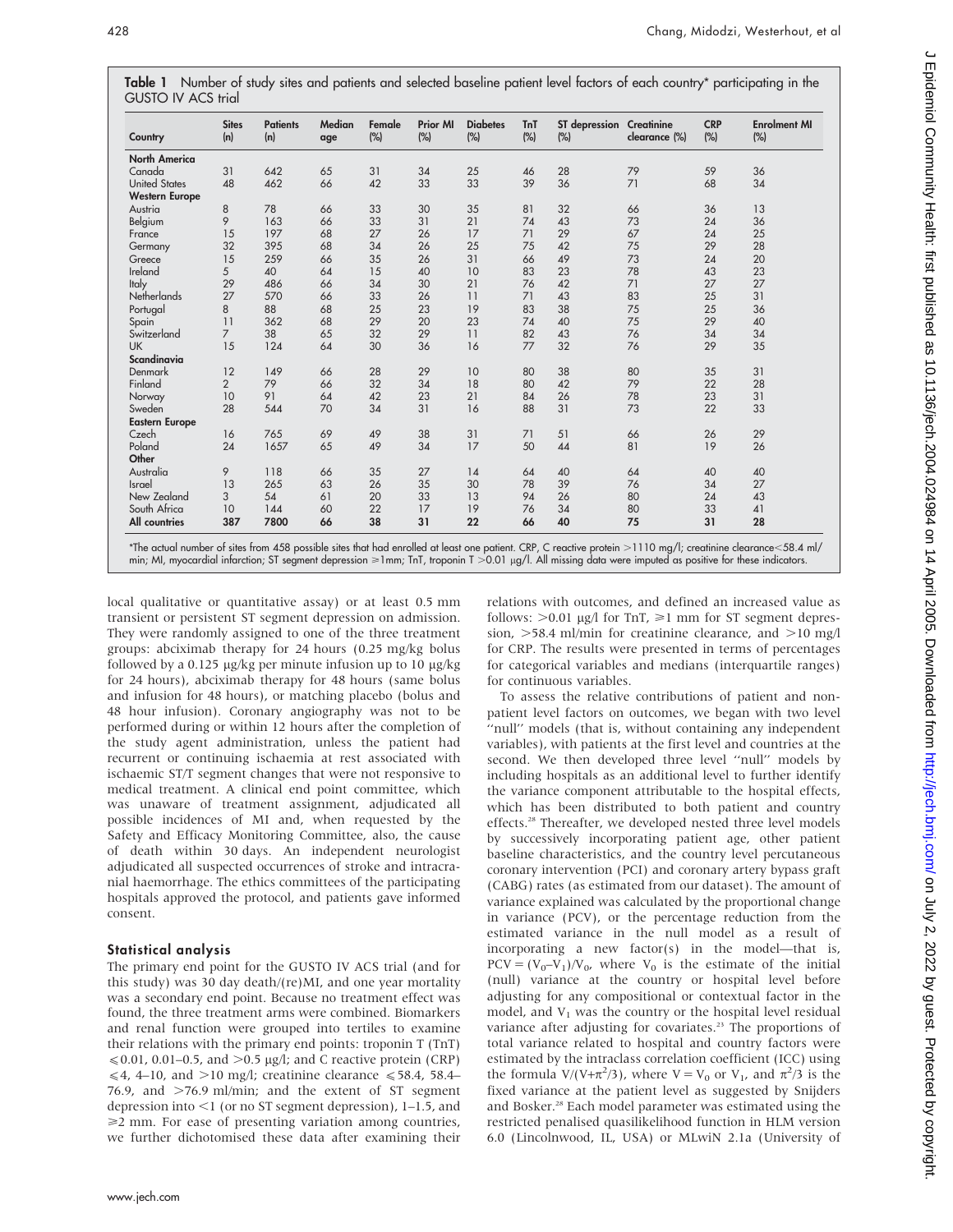**Table 1** Number of study sites and patients and selected baseline patient level factors of each country* participating in the GUSTO IV ACS trial

| Country | Sites (n) | Patients (n) | Median age | Female (%) | Prior MI (%) | Diabetes (%) | TnT (%) | ST depression (%) | Creatinine clearance (%) | CRP (%) | Enrolment MI (%) |
|---|---|---|---|---|---|---|---|---|---|---|---|
| **North America** | | | | | | | | | | | |
| Canada | 31 | 642 | 65 | 31 | 34 | 25 | 46 | 28 | 79 | 59 | 36 |
| United States | 48 | 462 | 66 | 42 | 33 | 33 | 39 | 36 | 71 | 68 | 34 |
| **Western Europe** | | | | | | | | | | | |
| Austria | 8 | 78 | 66 | 33 | 30 | 35 | 81 | 32 | 66 | 36 | 13 |
| Belgium | 9 | 163 | 66 | 33 | 31 | 21 | 74 | 43 | 73 | 24 | 36 |
| France | 15 | 197 | 68 | 27 | 26 | 17 | 71 | 29 | 67 | 24 | 25 |
| Germany | 32 | 395 | 68 | 34 | 26 | 25 | 75 | 42 | 75 | 29 | 28 |
| Greece | 15 | 259 | 66 | 35 | 26 | 31 | 66 | 49 | 73 | 24 | 20 |
| Ireland | 5 | 40 | 64 | 15 | 40 | 10 | 83 | 23 | 78 | 43 | 23 |
| Italy | 29 | 486 | 66 | 34 | 30 | 21 | 76 | 42 | 71 | 27 | 27 |
| Netherlands | 27 | 570 | 66 | 33 | 26 | 11 | 71 | 43 | 83 | 25 | 31 |
| Portugal | 8 | 88 | 68 | 25 | 23 | 19 | 83 | 38 | 75 | 25 | 36 |
| Spain | 11 | 362 | 68 | 29 | 20 | 23 | 74 | 40 | 75 | 29 | 40 |
| Switzerland | 7 | 38 | 65 | 32 | 29 | 11 | 82 | 43 | 76 | 34 | 34 |
| UK | 15 | 124 | 64 | 30 | 36 | 16 | 77 | 32 | 76 | 29 | 35 |
| **Scandinavia** | | | | | | | | | | | |
| Denmark | 12 | 149 | 66 | 28 | 29 | 10 | 80 | 38 | 80 | 35 | 31 |
| Finland | 2 | 79 | 66 | 32 | 34 | 18 | 80 | 42 | 79 | 22 | 28 |
| Norway | 10 | 91 | 64 | 42 | 23 | 21 | 84 | 26 | 78 | 23 | 31 |
| Sweden | 28 | 544 | 70 | 34 | 31 | 16 | 88 | 31 | 73 | 22 | 33 |
| **Eastern Europe** | | | | | | | | | | | |
| Czech | 16 | 765 | 69 | 49 | 38 | 31 | 71 | 51 | 66 | 26 | 29 |
| Poland | 24 | 1657 | 65 | 49 | 34 | 17 | 50 | 44 | 81 | 19 | 26 |
| **Other** | | | | | | | | | | | |
| Australia | 9 | 118 | 66 | 35 | 27 | 14 | 64 | 40 | 64 | 40 | 40 |
| Israel | 13 | 265 | 63 | 26 | 35 | 30 | 78 | 39 | 76 | 34 | 27 |
| New Zealand | 3 | 54 | 61 | 20 | 33 | 13 | 94 | 26 | 80 | 24 | 43 |
| South Africa | 10 | 144 | 60 | 22 | 17 | 19 | 76 | 34 | 80 | 33 | 41 |
| **All countries** | **387** | **7800** | **66** | **38** | **31** | **22** | **66** | **40** | **75** | **31** | **28** |

*The actual number of sites from 458 possible sites that had enrolled at least one patient. CRP, C reactive protein >1110 mg/l; creatinine clearance<58.4 ml/min; MI, myocardial infarction; ST segment depression ⩾1mm; TnT, troponin T >0.01 µg/l. All missing data were imputed as positive for these indicators.

local qualitative or quantitative assay) or at least 0.5 mm transient or persistent ST segment depression on admission. They were randomly assigned to one of the three treatment groups: abciximab therapy for 24 hours (0.25 mg/kg bolus followed by a 0.125 µg/kg per minute infusion up to 10 µg/kg for 24 hours), abciximab therapy for 48 hours (same bolus and infusion for 48 hours), or matching placebo (bolus and 48 hour infusion). Coronary angiography was not to be performed during or within 12 hours after the completion of the study agent administration, unless the patient had recurrent or continuing ischaemia at rest associated with ischaemic ST/T segment changes that were not responsive to medical treatment. A clinical end point committee, which was unaware of treatment assignment, adjudicated all possible incidences of MI and, when requested by the Safety and Efficacy Monitoring Committee, also, the cause of death within 30 days. An independent neurologist adjudicated all suspected occurrences of stroke and intracranial haemorrhage. The ethics committees of the participating hospitals approved the protocol, and patients gave informed consent.

## Statistical analysis

The primary end point for the GUSTO IV ACS trial (and for this study) was 30 day death/(re)MI, and one year mortality was a secondary end point. Because no treatment effect was found, the three treatment arms were combined. Biomarkers and renal function were grouped into tertiles to examine their relations with the primary end points: troponin T (TnT) ⩽0.01, 0.01–0.5, and >0.5 µg/l; and C reactive protein (CRP) ⩽4, 4–10, and >10 mg/l; creatinine clearance ⩽58.4, 58.4–76.9, and >76.9 ml/min; and the extent of ST segment depression into <1 (or no ST segment depression), 1–1.5, and ⩾2 mm. For ease of presenting variation among countries, we further dichotomised these data after examining their relations with outcomes, and defined an increased value as follows: >0.01 µg/l for TnT, ⩾1 mm for ST segment depression, >58.4 ml/min for creatinine clearance, and >10 mg/l for CRP. The results were presented in terms of percentages for categorical variables and medians (interquartile ranges) for continuous variables.

To assess the relative contributions of patient and non-patient level factors on outcomes, we began with two level "null" models (that is, without containing any independent variables), with patients at the first level and countries at the second. We then developed three level "null" models by including hospitals as an additional level to further identify the variance component attributable to the hospital effects, which has been distributed to both patient and country effects.[28] Thereafter, we developed nested three level models by successively incorporating patient age, other patient baseline characteristics, and the country level percutaneous coronary intervention (PCI) and coronary artery bypass graft (CABG) rates (as estimated from our dataset). The amount of variance explained was calculated by the proportional change in variance (PCV), or the percentage reduction from the estimated variance in the null model as a result of incorporating a new factor(s) in the model—that is, $PCV = (V_0-V_1)/V_0$, where $V_0$ is the estimate of the initial (null) variance at the country or hospital level before adjusting for any compositional or contextual factor in the model, and $V_1$ was the country or the hospital level residual variance after adjusting for covariates.[23] The proportions of total variance related to hospital and country factors were estimated by the intraclass correlation coefficient (ICC) using the formula $V/(V+\pi^2/3)$, where $V = V_0$ or $V_1$, and $\pi^2/3$ is the fixed variance at the patient level as suggested by Snijders and Bosker.[28] Each model parameter was estimated using the restricted penalised quasilikelihood function in HLM version 6.0 (Lincolnwood, IL, USA) or MLwiN 2.1a (University of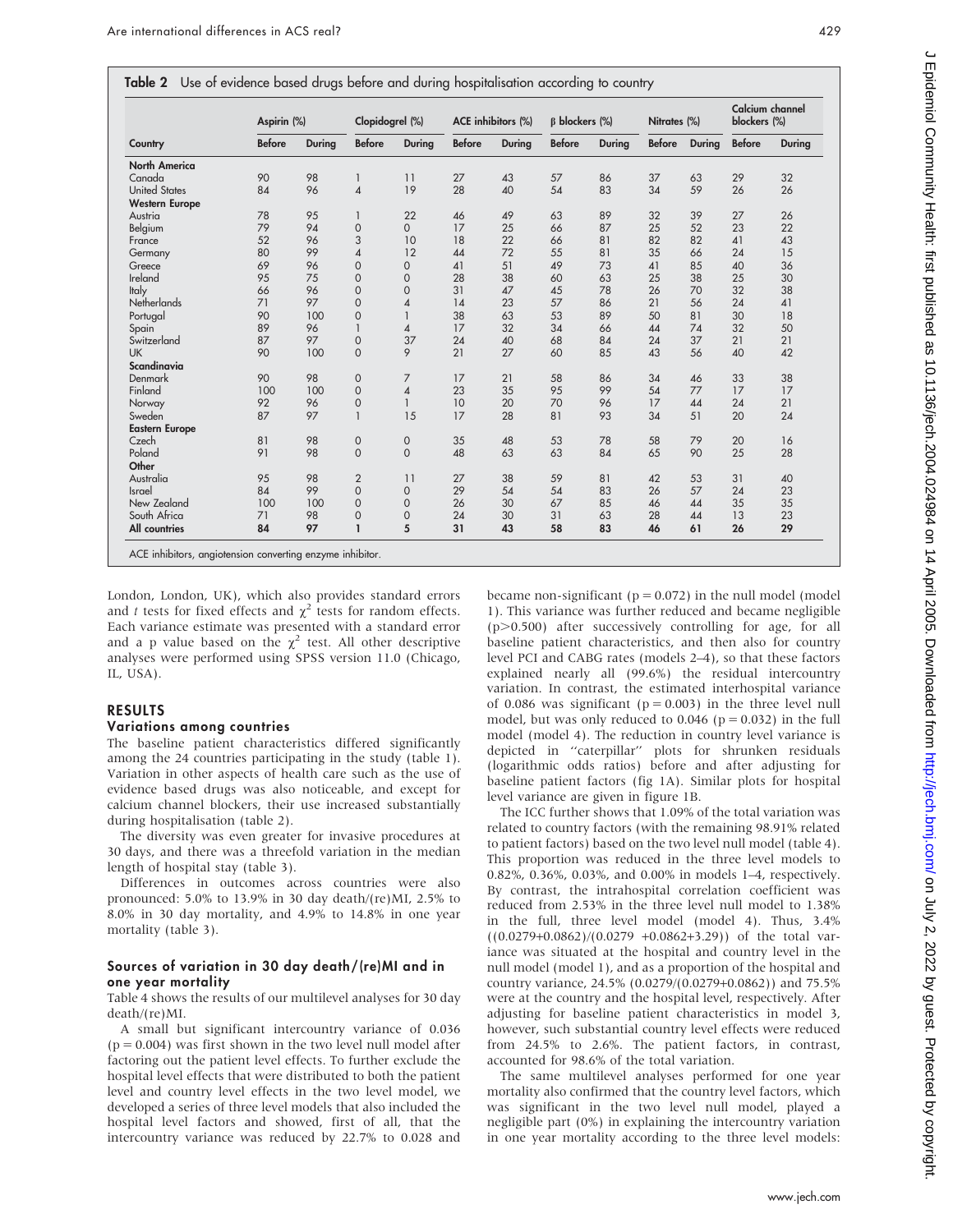**Table 2** Use of evidence based drugs before and during hospitalisation according to country

| Country | Aspirin (%) | | Clopidogrel (%) | | ACE inhibitors (%) | | β blockers (%) | | Nitrates (%) | | Calcium channel blockers (%) | |
|---|---|---|---|---|---|---|---|---|---|---|---|---|
| | Before | During | Before | During | Before | During | Before | During | Before | During | Before | During |
| **North America** | | | | | | | | | | | | |
| Canada | 90 | 98 | 1 | 11 | 27 | 43 | 57 | 86 | 37 | 63 | 29 | 32 |
| United States | 84 | 96 | 4 | 19 | 28 | 40 | 54 | 83 | 34 | 59 | 26 | 26 |
| **Western Europe** | | | | | | | | | | | | |
| Austria | 78 | 95 | 1 | 22 | 46 | 49 | 63 | 89 | 32 | 39 | 27 | 26 |
| Belgium | 79 | 94 | 0 | 0 | 17 | 25 | 66 | 87 | 25 | 52 | 23 | 22 |
| France | 52 | 96 | 3 | 10 | 18 | 22 | 66 | 81 | 82 | 82 | 41 | 43 |
| Germany | 80 | 99 | 4 | 12 | 44 | 72 | 55 | 81 | 35 | 66 | 24 | 15 |
| Greece | 69 | 96 | 0 | 0 | 41 | 51 | 49 | 73 | 41 | 85 | 40 | 36 |
| Ireland | 95 | 75 | 0 | 0 | 28 | 38 | 60 | 63 | 25 | 38 | 25 | 30 |
| Italy | 66 | 96 | 0 | 0 | 31 | 47 | 45 | 78 | 26 | 70 | 32 | 38 |
| Netherlands | 71 | 97 | 0 | 4 | 14 | 23 | 57 | 86 | 21 | 56 | 24 | 41 |
| Portugal | 90 | 100 | 0 | 1 | 38 | 63 | 53 | 89 | 50 | 81 | 30 | 18 |
| Spain | 89 | 96 | 1 | 4 | 17 | 32 | 34 | 66 | 44 | 74 | 32 | 50 |
| Switzerland | 87 | 97 | 0 | 37 | 24 | 40 | 68 | 84 | 24 | 37 | 21 | 21 |
| UK | 90 | 100 | 0 | 9 | 21 | 27 | 60 | 85 | 43 | 56 | 40 | 42 |
| **Scandinavia** | | | | | | | | | | | | |
| Denmark | 90 | 98 | 0 | 7 | 17 | 21 | 58 | 86 | 34 | 46 | 33 | 38 |
| Finland | 100 | 100 | 0 | 4 | 23 | 35 | 95 | 99 | 54 | 77 | 17 | 17 |
| Norway | 92 | 96 | 0 | 1 | 10 | 20 | 70 | 96 | 17 | 44 | 24 | 21 |
| Sweden | 87 | 97 | 1 | 15 | 17 | 28 | 81 | 93 | 34 | 51 | 20 | 24 |
| **Eastern Europe** | | | | | | | | | | | | |
| Czech | 81 | 98 | 0 | 0 | 35 | 48 | 53 | 78 | 58 | 79 | 20 | 16 |
| Poland | 91 | 98 | 0 | 0 | 48 | 63 | 63 | 84 | 65 | 90 | 25 | 28 |
| **Other** | | | | | | | | | | | | |
| Australia | 95 | 98 | 2 | 11 | 27 | 38 | 59 | 81 | 42 | 53 | 31 | 40 |
| Israel | 84 | 99 | 0 | 0 | 29 | 54 | 54 | 83 | 26 | 57 | 24 | 23 |
| New Zealand | 100 | 100 | 0 | 0 | 26 | 30 | 67 | 85 | 46 | 44 | 35 | 35 |
| South Africa | 71 | 98 | 0 | 0 | 24 | 30 | 31 | 63 | 28 | 44 | 13 | 23 |
| **All countries** | **84** | **97** | **1** | **5** | **31** | **43** | **58** | **83** | **46** | **61** | **26** | **29** |

ACE inhibitors, angiotension converting enzyme inhibitor.

London, London, UK), which also provides standard errors and *t* tests for fixed effects and $\chi^2$ tests for random effects. Each variance estimate was presented with a standard error and a p value based on the $\chi^2$ test. All other descriptive analyses were performed using SPSS version 11.0 (Chicago, IL, USA).

## RESULTS

### Variations among countries

The baseline patient characteristics differed significantly among the 24 countries participating in the study (table 1). Variation in other aspects of health care such as the use of evidence based drugs was also noticeable, and except for calcium channel blockers, their use increased substantially during hospitalisation (table 2).

The diversity was even greater for invasive procedures at 30 days, and there was a threefold variation in the median length of hospital stay (table 3).

Differences in outcomes across countries were also pronounced: 5.0% to 13.9% in 30 day death/(re)MI, 2.5% to 8.0% in 30 day mortality, and 4.9% to 14.8% in one year mortality (table 3).

### Sources of variation in 30 day death/(re)MI and in one year mortality

Table 4 shows the results of our multilevel analyses for 30 day death/(re)MI.

A small but significant intercountry variance of 0.036 ($p = 0.004$) was first shown in the two level null model after factoring out the patient level effects. To further exclude the hospital level effects that were distributed to both the patient level and country level effects in the two level model, we developed a series of three level models that also included the hospital level factors and showed, first of all, that the intercountry variance was reduced by 22.7% to 0.028 and became non-significant ($p = 0.072$) in the null model (model 1). This variance was further reduced and became negligible ($p > 0.500$) after successively controlling for age, for all baseline patient characteristics, and then also for country level PCI and CABG rates (models 2–4), so that these factors explained nearly all (99.6%) the residual intercountry variation. In contrast, the estimated interhospital variance of 0.086 was significant ($p = 0.003$) in the three level null model, but was only reduced to 0.046 ($p = 0.032$) in the full model (model 4). The reduction in country level variance is depicted in "caterpillar" plots for shrunken residuals (logarithmic odds ratios) before and after adjusting for baseline patient factors (fig 1A). Similar plots for hospital level variance are given in figure 1B.

The ICC further shows that 1.09% of the total variation was related to country factors (with the remaining 98.91% related to patient factors) based on the two level null model (table 4). This proportion was reduced in the three level models to 0.82%, 0.36%, 0.03%, and 0.00% in models 1–4, respectively. By contrast, the intrahospital correlation coefficient was reduced from 2.53% in the three level null model to 1.38% in the full, three level model (model 4). Thus, 3.4% ((0.0279+0.0862)/(0.0279 +0.0862+3.29)) of the total variance was situated at the hospital and country level in the null model (model 1), and as a proportion of the hospital and country variance, 24.5% (0.0279/(0.0279+0.0862)) and 75.5% were at the country and the hospital level, respectively. After adjusting for baseline patient characteristics in model 3, however, such substantial country level effects were reduced from 24.5% to 2.6%. The patient factors, in contrast, accounted for 98.6% of the total variation.

The same multilevel analyses performed for one year mortality also confirmed that the country level factors, which was significant in the two level null model, played a negligible part (0%) in explaining the intercountry variation in one year mortality according to the three level models: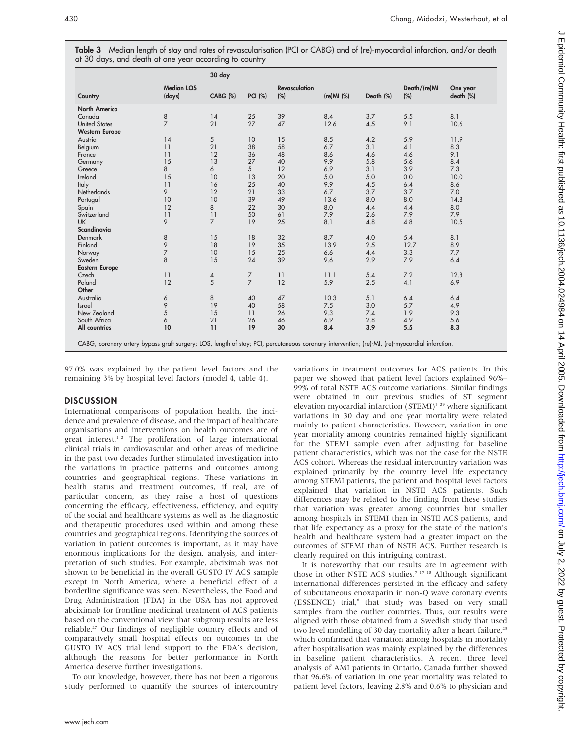**Table 3** Median length of stay and rates of revascularisation (PCI or CABG) and of (re)-myocardial infarction, and/or death at 30 days, and death at one year according to country

| Country | Median LOS (days) | 30 day | | | | | | One year death (%) |
|---|---|---|---|---|---|---|---|---|
| | | CABG (%) | PCI (%) | Revascularisation (%) | (re)MI (%) | Death (%) | Death/(re)MI (%) | |
| **North America** | | | | | | | | |
| Canada | 8 | 14 | 25 | 39 | 8.4 | 3.7 | 5.5 | 8.1 |
| United States | 7 | 21 | 27 | 47 | 12.6 | 4.5 | 9.1 | 10.6 |
| **Western Europe** | | | | | | | | |
| Austria | 14 | 5 | 10 | 15 | 8.5 | 4.2 | 5.9 | 11.9 |
| Belgium | 11 | 21 | 38 | 58 | 6.7 | 3.1 | 4.1 | 8.3 |
| France | 11 | 12 | 36 | 48 | 8.6 | 4.6 | 4.6 | 9.1 |
| Germany | 15 | 13 | 27 | 40 | 9.9 | 5.8 | 5.6 | 8.4 |
| Greece | 8 | 6 | 5 | 12 | 6.9 | 3.1 | 3.9 | 7.3 |
| Ireland | 15 | 10 | 13 | 20 | 5.0 | 5.0 | 0.0 | 10.0 |
| Italy | 11 | 16 | 25 | 40 | 9.9 | 4.5 | 6.4 | 8.6 |
| Netherlands | 9 | 12 | 21 | 33 | 6.7 | 3.7 | 3.7 | 7.0 |
| Portugal | 10 | 10 | 39 | 49 | 13.6 | 8.0 | 8.0 | 14.8 |
| Spain | 12 | 8 | 22 | 30 | 8.0 | 4.4 | 4.4 | 8.0 |
| Switzerland | 11 | 11 | 50 | 61 | 7.9 | 2.6 | 7.9 | 7.9 |
| UK | 9 | 7 | 19 | 25 | 8.1 | 4.8 | 4.8 | 10.5 |
| **Scandinavia** | | | | | | | | |
| Denmark | 8 | 15 | 18 | 32 | 8.7 | 4.0 | 5.4 | 8.1 |
| Finland | 9 | 18 | 19 | 35 | 13.9 | 2.5 | 12.7 | 8.9 |
| Norway | 7 | 10 | 15 | 25 | 6.6 | 4.4 | 3.3 | 7.7 |
| Sweden | 8 | 15 | 24 | 39 | 9.6 | 2.9 | 7.9 | 6.4 |
| **Eastern Europe** | | | | | | | | |
| Czech | 11 | 4 | 7 | 11 | 11.1 | 5.4 | 7.2 | 12.8 |
| Poland | 12 | 5 | 7 | 12 | 5.9 | 2.5 | 4.1 | 6.9 |
| **Other** | | | | | | | | |
| Australia | 6 | 8 | 40 | 47 | 10.3 | 5.1 | 6.4 | 6.4 |
| Israel | 9 | 19 | 40 | 58 | 7.5 | 3.0 | 5.7 | 4.9 |
| New Zealand | 5 | 15 | 11 | 26 | 9.3 | 7.4 | 1.9 | 9.3 |
| South Africa | 6 | 21 | 26 | 46 | 6.9 | 2.8 | 4.9 | 5.6 |
| **All countries** | **10** | **11** | **19** | **30** | **8.4** | **3.9** | **5.5** | **8.3** |

CABG, coronary artery bypass graft surgery; LOS, length of stay; PCI, percutaneous coronary intervention; (re)-MI, (re)-myocardial infarction.

97.0% was explained by the patient level factors and the remaining 3% by hospital level factors (model 4, table 4).

## DISCUSSION

International comparisons of population health, the incidence and prevalence of disease, and the impact of healthcare organisations and interventions on health outcomes are of great interest.[1,2] The proliferation of large international clinical trials in cardiovascular and other areas of medicine in the past two decades further stimulated investigation into the variations in practice patterns and outcomes among countries and geographical regions. These variations in health status and treatment outcomes, if real, are of particular concern, as they raise a host of questions concerning the efficacy, effectiveness, efficiency, and equity of the social and healthcare systems as well as the diagnostic and therapeutic procedures used within and among these countries and geographical regions. Identifying the sources of variation in patient outcomes is important, as it may have enormous implications for the design, analysis, and interpretation of such studies. For example, abciximab was not shown to be beneficial in the overall GUSTO IV ACS sample except in North America, where a beneficial effect of a borderline significance was seen. Nevertheless, the Food and Drug Administration (FDA) in the USA has not approved abciximab for frontline medicinal treatment of ACS patients based on the conventional view that subgroup results are less reliable.[27] Our findings of negligible country effects and of comparatively small hospital effects on outcomes in the GUSTO IV ACS trial lend support to the FDA's decision, although the reasons for better performance in North America deserve further investigations.

To our knowledge, however, there has not been a rigorous study performed to quantify the sources of intercountry variations in treatment outcomes for ACS patients. In this paper we showed that patient level factors explained 96%–99% of total NSTE ACS outcome variations. Similar findings were obtained in our previous studies of ST segment elevation myocardial infarction (STEMI)[3,29] where significant variations in 30 day and one year mortality were related mainly to patient characteristics. However, variation in one year mortality among countries remained highly significant for the STEMI sample even after adjusting for baseline patient characteristics, which was not the case for the NSTE ACS cohort. Whereas the residual intercountry variation was explained primarily by the country level life expectancy among STEMI patients, the patient and hospital level factors explained that variation in NSTE ACS patients. Such differences may be related to the finding from these studies that variation was greater among countries but smaller among hospitals in STEMI than in NSTE ACS patients, and that life expectancy as a proxy for the state of the nation's health and healthcare system had a greater impact on the outcomes of STEMI than of NSTE ACS. Further research is clearly required on this intriguing contrast.

It is noteworthy that our results are in agreement with those in other NSTE ACS studies.[7,17,18] Although significant international differences persisted in the efficacy and safety of subcutaneous enoxaparin in non-Q wave coronary events (ESSENCE) trial,[8] that study was based on very small samples from the outlier countries. Thus, our results were aligned with those obtained from a Swedish study that used two level modelling of 30 day mortality after a heart failure,[23] which confirmed that variation among hospitals in mortality after hospitalisation was mainly explained by the differences in baseline patient characteristics. A recent three level analysis of AMI patients in Ontario, Canada further showed that 96.6% of variation in one year mortality was related to patient level factors, leaving 2.8% and 0.6% to physician and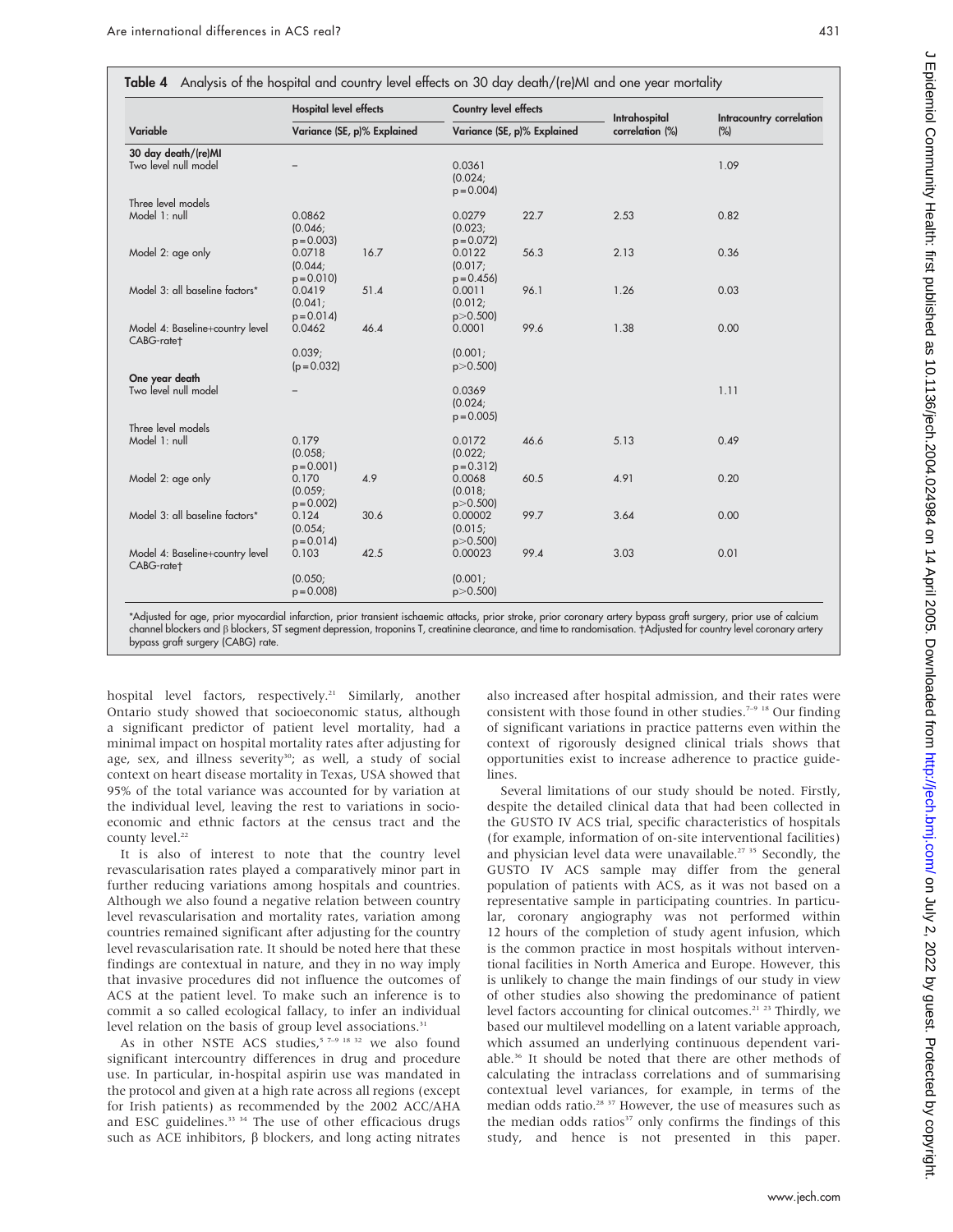**Table 4** Analysis of the hospital and country level effects on 30 day death/(re)MI and one year mortality

| Variable | Hospital level effects | | Country level effects | | Intrahospital correlation (%) | Intracountry correlation (%) |
|---|---|---|---|---|---|---|
| | Variance (SE, p) | % Explained | Variance (SE, p) | % Explained | | |
| **30 day death/(re)MI** | | | | | | |
| Two level null model | – | | 0.0361 (0.024; p = 0.004) | | | 1.09 |
| Three level models | | | | | | |
| Model 1: null | 0.0862 (0.046; p = 0.003) | | 0.0279 (0.023; p = 0.072) | 22.7 | 2.53 | 0.82 |
| Model 2: age only | 0.0718 (0.044; p = 0.010) | 16.7 | 0.0122 (0.017; p = 0.456) | 56.3 | 2.13 | 0.36 |
| Model 3: all baseline factors* | 0.0419 (0.041; p = 0.014) | 51.4 | 0.0011 (0.012; p>0.500) | 96.1 | 1.26 | 0.03 |
| Model 4: Baseline+country level CABG-rate† | 0.0462 (0.039; p = 0.032) | 46.4 | 0.0001 (0.001; p>0.500) | 99.6 | 1.38 | 0.00 |
| **One year death** | | | | | | |
| Two level null model | – | | 0.0369 (0.024; p = 0.005) | | | 1.11 |
| Three level models | | | | | | |
| Model 1: null | 0.179 (0.058; p = 0.001) | | 0.0172 (0.022; p = 0.312) | 46.6 | 5.13 | 0.49 |
| Model 2: age only | 0.170 (0.059; p = 0.002) | 4.9 | 0.0068 (0.018; p>0.500) | 60.5 | 4.91 | 0.20 |
| Model 3: all baseline factors* | 0.124 (0.054; p = 0.014) | 30.6 | 0.00002 (0.015; p>0.500) | 99.7 | 3.64 | 0.00 |
| Model 4: Baseline+country level CABG-rate† | 0.103 (0.050; p = 0.008) | 42.5 | 0.00023 (0.001; p>0.500) | 99.4 | 3.03 | 0.01 |

*Adjusted for age, prior myocardial infarction, prior transient ischaemic attacks, prior stroke, prior coronary artery bypass graft surgery, prior use of calcium channel blockers and β blockers, ST segment depression, troponins T, creatinine clearance, and time to randomisation. †Adjusted for country level coronary artery bypass graft surgery (CABG) rate.

hospital level factors, respectively.[21] Similarly, another Ontario study showed that socioeconomic status, although a significant predictor of patient level mortality, had a minimal impact on hospital mortality rates after adjusting for age, sex, and illness severity[30]; as well, a study of social context on heart disease mortality in Texas, USA showed that 95% of the total variance was accounted for by variation at the individual level, leaving the rest to variations in socioeconomic and ethnic factors at the census tract and the county level.[22]

It is also of interest to note that the country level revascularisation rates played a comparatively minor part in further reducing variations among hospitals and countries. Although we also found a negative relation between country level revascularisation and mortality rates, variation among countries remained significant after adjusting for the country level revascularisation rate. It should be noted here that these findings are contextual in nature, and they in no way imply that invasive procedures did not influence the outcomes of ACS at the patient level. To make such an inference is to commit a so called ecological fallacy, to infer an individual level relation on the basis of group level associations.[31]

As in other NSTE ACS studies,[5 7–9 18 32] we also found significant intercountry differences in drug and procedure use. In particular, in-hospital aspirin use was mandated in the protocol and given at a high rate across all regions (except for Irish patients) as recommended by the 2002 ACC/AHA and ESC guidelines.[33 34] The use of other efficacious drugs such as ACE inhibitors, β blockers, and long acting nitrates also increased after hospital admission, and their rates were consistent with those found in other studies.[7–9 18] Our finding of significant variations in practice patterns even within the context of rigorously designed clinical trials shows that opportunities exist to increase adherence to practice guidelines.

Several limitations of our study should be noted. Firstly, despite the detailed clinical data that had been collected in the GUSTO IV ACS trial, specific characteristics of hospitals (for example, information of on-site interventional facilities) and physician level data were unavailable.[27 35] Secondly, the GUSTO IV ACS sample may differ from the general population of patients with ACS, as it was not based on a representative sample in participating countries. In particular, coronary angiography was not performed within 12 hours of the completion of study agent infusion, which is the common practice in most hospitals without interventional facilities in North America and Europe. However, this is unlikely to change the main findings of our study in view of other studies also showing the predominance of patient level factors accounting for clinical outcomes.[21 23] Thirdly, we based our multilevel modelling on a latent variable approach, which assumed an underlying continuous dependent variable.[36] It should be noted that there are other methods of calculating the intraclass correlations and of summarising contextual level variances, for example, in terms of the median odds ratio.[28 37] However, the use of measures such as the median odds ratios[37] only confirms the findings of this study, and hence is not presented in this paper.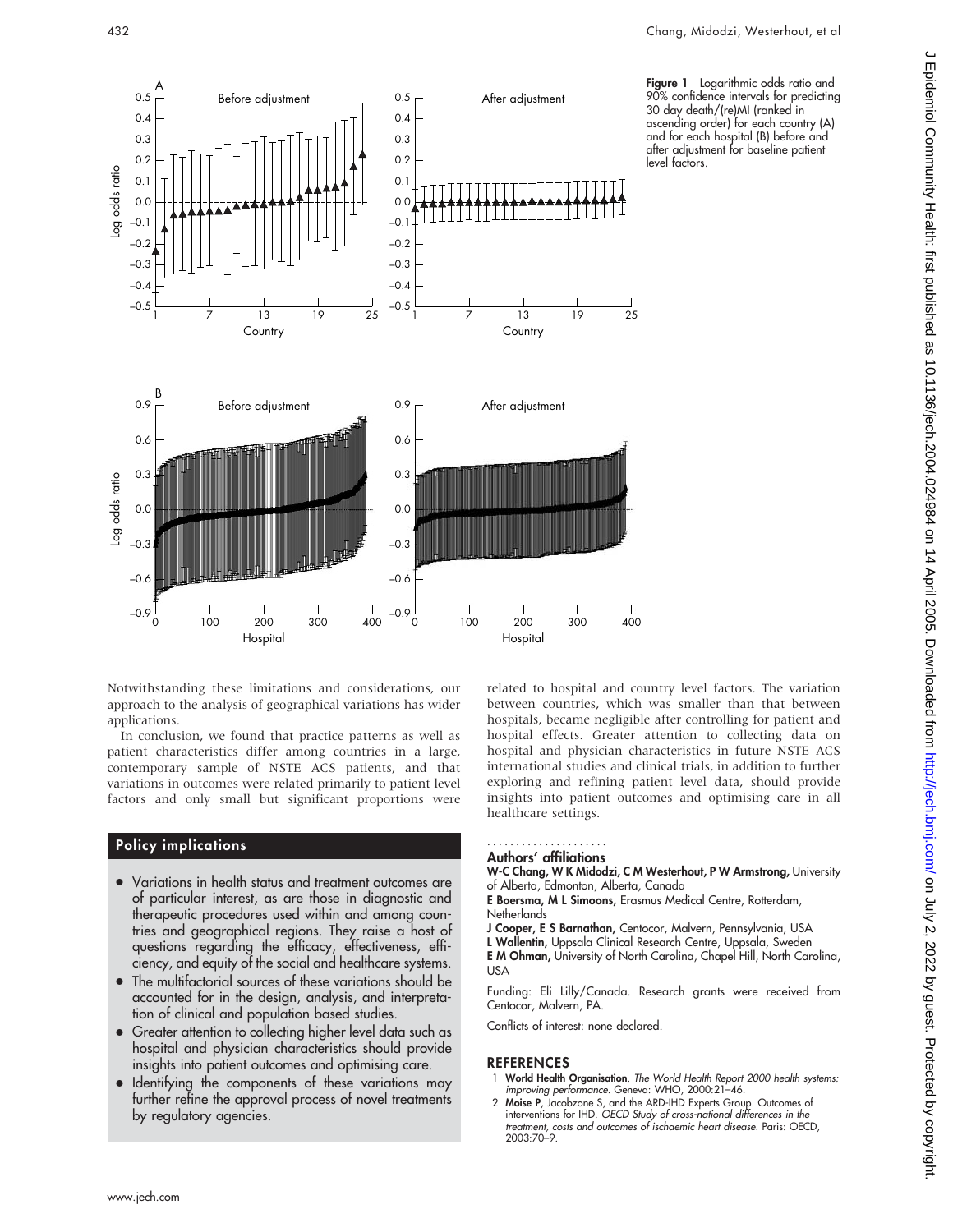Figure 1 Logarithmic odds ratio and 90% confidence intervals for predicting 30 day death/(re)MI (ranked in ascending order) for each country (A) and for each hospital (B) before and after adjustment for baseline patient level factors.

Notwithstanding these limitations and considerations, our approach to the analysis of geographical variations has wider applications.

In conclusion, we found that practice patterns as well as patient characteristics differ among countries in a large, contemporary sample of NSTE ACS patients, and that variations in outcomes were related primarily to patient level factors and only small but significant proportions were related to hospital and country level factors. The variation between countries, which was smaller than that between hospitals, became negligible after controlling for patient and hospital effects. Greater attention to collecting data on hospital and physician characteristics in future NSTE ACS international studies and clinical trials, in addition to further exploring and refining patient level data, should provide insights into patient outcomes and optimising care in all healthcare settings.

## Policy implications

- Variations in health status and treatment outcomes are of particular interest, as are those in diagnostic and therapeutic procedures used within and among countries and geographical regions. They raise a host of questions regarding the efficacy, effectiveness, efficiency, and equity of the social and healthcare systems.
- The multifactorial sources of these variations should be accounted for in the design, analysis, and interpretation of clinical and population based studies.
- Greater attention to collecting higher level data such as hospital and physician characteristics should provide insights into patient outcomes and optimising care.
- Identifying the components of these variations may further refine the approval process of novel treatments by regulatory agencies.

### Authors' affiliations

**W-C Chang, W K Midodzi, C M Westerhout, P W Armstrong,** University of Alberta, Edmonton, Alberta, Canada
**E Boersma, M L Simoons,** Erasmus Medical Centre, Rotterdam, Netherlands
**J Cooper, E S Barnathan,** Centocor, Malvern, Pennsylvania, USA
**L Wallentin,** Uppsala Clinical Research Centre, Uppsala, Sweden
**E M Ohman,** University of North Carolina, Chapel Hill, North Carolina, USA

Funding: Eli Lilly/Canada. Research grants were received from Centocor, Malvern, PA.

Conflicts of interest: none declared.

## REFERENCES

1. **World Health Organisation**. *The World Health Report 2000 health systems: improving performance*. Geneva: WHO, 2000:21–46.
2. **Moise P**, Jacobzone S, and the ARD-IHD Experts Group. Outcomes of interventions for IHD. *OECD Study of cross-national differences in the treatment, costs and outcomes of ischaemic heart disease.* Paris: OECD, 2003:70–9.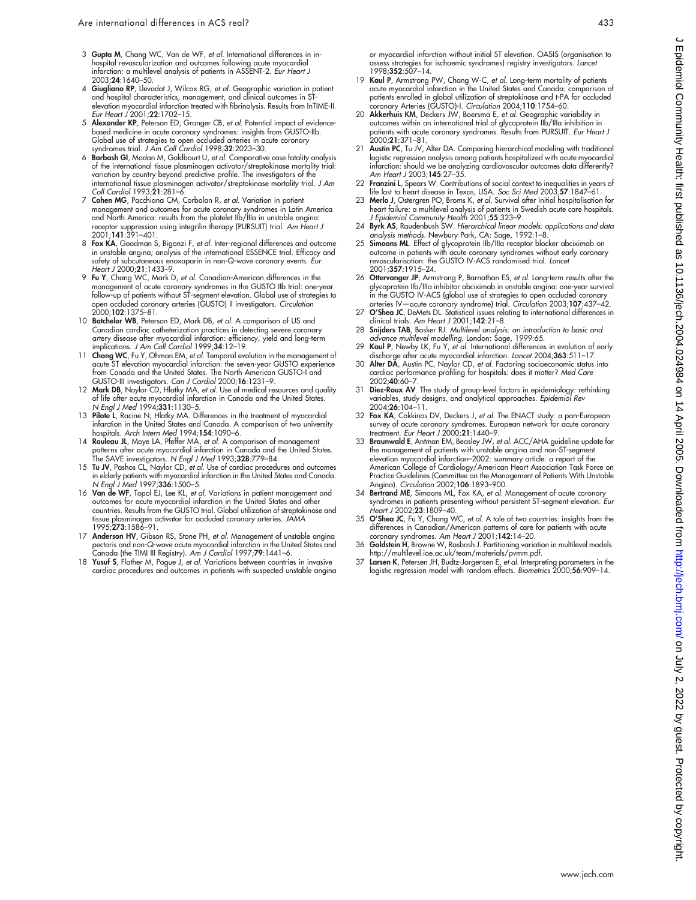3 **Gupta M**, Chang WC, Van de WF, *et al*. International differences in in-hospital revascularization and outcomes following acute myocardial infarction: a multilevel analysis of patients in ASSENT-2. *Eur Heart J* 2003;**24**:1640–50.

4 **Giugliano RP**, Llevadot J, Wilcox RG, *et al*. Geographic variation in patient and hospital characteristics, management, and clinical outcomes in ST-elevation myocardial infarction treated with fibrinolysis. Results from InTIME-II. *Eur Heart J* 2001;**22**:1702–15.

5 **Alexander KP**, Peterson ED, Granger CB, *et al*. Potential impact of evidence-based medicine in acute coronary syndromes: insights from GUSTO-IIb. Global use of strategies to open occluded arteries in acute coronary syndromes trial. *J Am Coll Cardiol* 1998;**32**:2023–30.

6 **Barbash GI**, Modan M, Goldbourt U, *et al*. Comparative case fatality analysis of the international tissue plasminogen activator/streptokinase mortality trial: variation by country beyond predictive profile. The investigators of the international tissue plasminogen activator/streptokinase mortality trial. *J Am Coll Cardiol* 1993;**21**:281–6.

7 **Cohen MG**, Pacchiana CM, Corbalan R, *et al*. Variation in patient management and outcomes for acute coronary syndromes in Latin America and North America: results from the platelet IIb/IIIa in unstable angina: receptor suppression using integrilin therapy (PURSUIT) trial. *Am Heart J* 2001;**141**:391–401.

8 **Fox KA**, Goodman S, Bigonzi F, *et al*. Inter-regional differences and outcome in unstable angina; analysis of the international ESSENCE trial. Efficacy and safety of subcutaneous enoxaparin in non-Q-wave coronary events. *Eur Heart J* 2000;**21**:1433–9.

9 **Fu Y**, Chang WC, Mark D, *et al*. Canadian-American differences in the management of acute coronary syndromes in the GUSTO IIb trial: one-year follow-up of patients without ST-segment elevation. Global use of strategies to open occluded coronary arteries (GUSTO) II investigators. *Circulation* 2000;**102**:1375–81.

10 **Batchelor WB**, Peterson ED, Mark DB, *et al*. A comparison of US and Canadian cardiac catheterization practices in detecting severe coronary artery disease after myocardial infarction: efficiency, yield and long-term implications. *J Am Coll Cardiol* 1999;**34**:12–19.

11 **Chang WC**, Fu Y, Ohman EM, *et al*. Temporal evolution in the management of acute ST elevation myocardial infarction: the seven-year GUSTO experience from Canada and the United States. The North American GUSTO-I and GUSTO-III investigators. *Can J Cardiol* 2000;**16**:1231–9.

12 **Mark DB**, Naylor CD, Hlatky MA, *et al*. Use of medical resources and quality of life after acute myocardial infarction in Canada and the United States. *N Engl J Med* 1994;**331**:1130–5.

13 **Pilote L**, Racine N, Hlatky MA. Differences in the treatment of myocardial infarction in the United States and Canada. A comparison of two university hospitals. *Arch Intern Med* 1994;**154**:1090–6.

14 **Rouleau JL**, Moye LA, Pfeffer MA, *et al*. A comparison of management patterns after acute myocardial infarction in Canada and the United States. The SAVE investigators. *N Engl J Med* 1993;**328**:779–84.

15 **Tu JV**, Pashos CL, Naylor CD, *et al*. Use of cardiac procedures and outcomes in elderly patients with myocardial infarction in the United States and Canada. *N Engl J Med* 1997;**336**:1500–5.

16 **Van de WF**, Topol EJ, Lee KL, *et al*. Variations in patient management and outcomes for acute myocardial infarction in the United States and other countries. Results from the GUSTO trial. Global utilization of streptokinase and tissue plasminogen activator for occluded coronary arteries. *JAMA* 1995;**273**:1586–91.

17 **Anderson HV**, Gibson RS, Stone PH, *et al*. Management of unstable angina pectoris and non-Q-wave acute myocardial infarction in the United States and Canada (the TIMI III Registry). *Am J Cardiol* 1997;**79**:1441–6.

18 **Yusuf S**, Flather M, Pogue J, *et al*. Variations between countries in invasive cardiac procedures and outcomes in patients with suspected unstable angina or myocardial infarction without initial ST elevation. OASIS (organisation to assess strategies for ischaemic syndromes) registry investigators. *Lancet* 1998;**352**:507–14.

19 **Kaul P**, Armstrong PW, Chang W-C, *et al*. Long-term mortality of patients acute myocardial infarction in the United States and Canada: comparison of patients enrolled in global utilization of streptokinase and t-PA for occluded coronary Arteries (GUSTO)-I. *Circulation* 2004;**110**:1754–60.

20 **Akkerhuis KM**, Deckers JW, Boersma E, *et al*. Geographic variability in outcomes within an international trial of glycoprotein IIb/IIIa inhibition in patients with acute coronary syndromes. Results from PURSUIT. *Eur Heart J* 2000;**21**:371–81.

21 **Austin PC**, Tu JV, Alter DA. Comparing hierarchical modeling with traditional logistic regression analysis among patients hospitalized with acute myocardial infarction: should we be analyzing cardiovascular outcomes data differently? *Am Heart J* 2003;**145**:27–35.

22 **Franzini L**, Spears W. Contributions of social context to inequalities in years of life lost to heart disease in Texas, USA. *Soc Sci Med* 2003;**57**:1847–61.

23 **Merlo J**, Ostergren PO, Broms K, *et al*. Survival after initial hospitalisation for heart failure: a multilevel analysis of patients in Swedish acute care hospitals. *J Epidemiol Community Health* 2001;**55**:323–9.

24 **Byrk AS**, Raudenbush SW. *Hierarchical linear models: applications and data analysis methods*. Newbury Park, CA: Sage, 1992:1–8.

25 **Simoons ML**. Effect of glycoprotein IIb/IIIa receptor blocker abciximab on outcome in patients with acute coronary syndromes without early coronary revascularisation: the GUSTO IV-ACS randomised trial. *Lancet* 2001;**357**:1915–24.

26 **Ottervanger JP**, Armstrong P, Barnathan ES, *et al*. Long-term results after the glycoprotein IIb/IIIa inhibitor abciximab in unstable angina: one-year survival in the GUSTO IV-ACS (global use of strategies to open occluded coronary arteries IV—acute coronary syndrome) trial. *Circulation* 2003;**107**:437–42.

27 **O'Shea JC**, DeMets DL. Statistical issues relating to international differences in clinical trials. *Am Heart J* 2001;**142**:21–8.

28 **Snijders TAB**, Bosker RJ. *Multilevel analysis: an introduction to basic and advance multilevel modelling*. London: Sage, 1999:65.

29 **Kaul P**, Newby LK, Fu Y, *et al*. International differences in evolution of early discharge after acute myocardial infarction. *Lancet* 2004;**363**:511–17.

30 **Alter DA**, Austin PC, Naylor CD, *et al*. Factoring socioeconomic status into cardiac performance profiling for hospitals: does it matter? *Med Care* 2002;**40**:60–7.

31 **Diez-Roux AV**. The study of group-level factors in epidemiology: rethinking variables, study designs, and analytical approaches. *Epidemiol Rev* 2004;**26**:104–11.

32 **Fox KA**, Cokkinos DV, Deckers J, *et al*. The ENACT study: a pan-European survey of acute coronary syndromes. European network for acute coronary treatment. *Eur Heart J* 2000;**21**:1440–9.

33 **Braunwald E**, Antman EM, Beasley JW, *et al*. ACC/AHA guideline update for the management of patients with unstable angina and non-ST-segment elevation myocardial infarction–2002: summary article: a report of the American College of Cardiology/American Heart Association Task Force on Practice Guidelines (Committee on the Management of Patients With Unstable Angina). *Circulation* 2002;**106**:1893–900.

34 **Bertrand ME**, Simoons ML, Fox KA, *et al*. Management of acute coronary syndromes in patients presenting without persistent ST-segment elevation. *Eur Heart J* 2002;**23**:1809–40.

35 **O'Shea JC**, Fu Y, Chang WC, *et al*. A tale of two countries: insights from the differences in Canadian/American patterns of care for patients with acute coronary syndromes. *Am Heart J* 2001;**142**:14–20.

36 **Goldstein H**, Browne W, Rasbash J. Partitioning variation in multilevel models. http://multilevel.ioe.ac.uk/team/materials/pvmm.pdf.

37 **Larsen K**, Petersen JH, Budtz-Jorgensen E, *et al*. Interpreting parameters in the logistic regression model with random effects. *Biometrics* 2000;**56**:909–14.